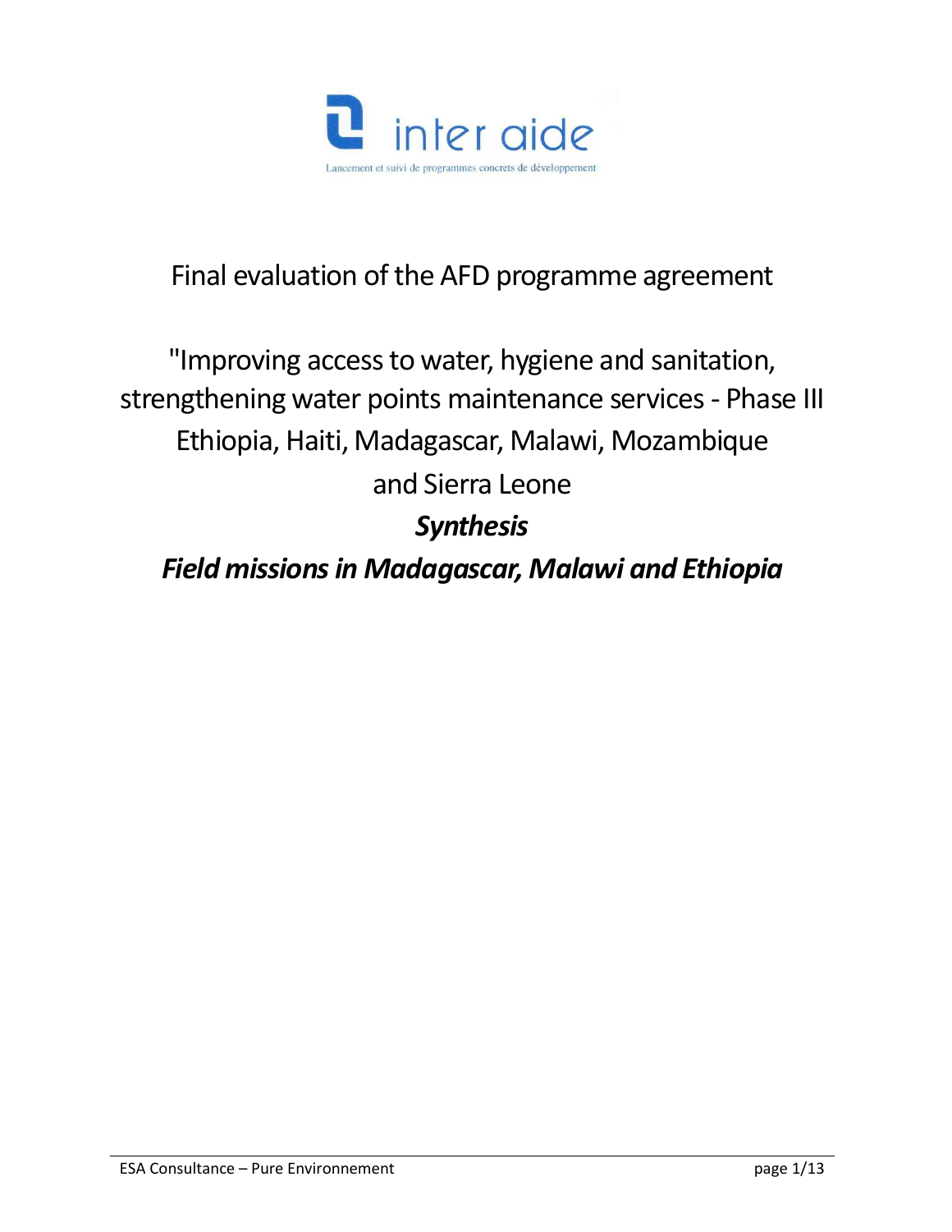inter aide

Lancement et suivi de programmes concrets de développement

# Final evaluation of the AFD programme agreement

# "Improving access to water, hygiene and sanitation, strengthening water points maintenance services - Phase III Ethiopia, Haiti, Madagascar, Malawi, Mozambique and Sierra Leone

## *Synthesis*

## *Field missions in Madagascar, Malawi and Ethiopia*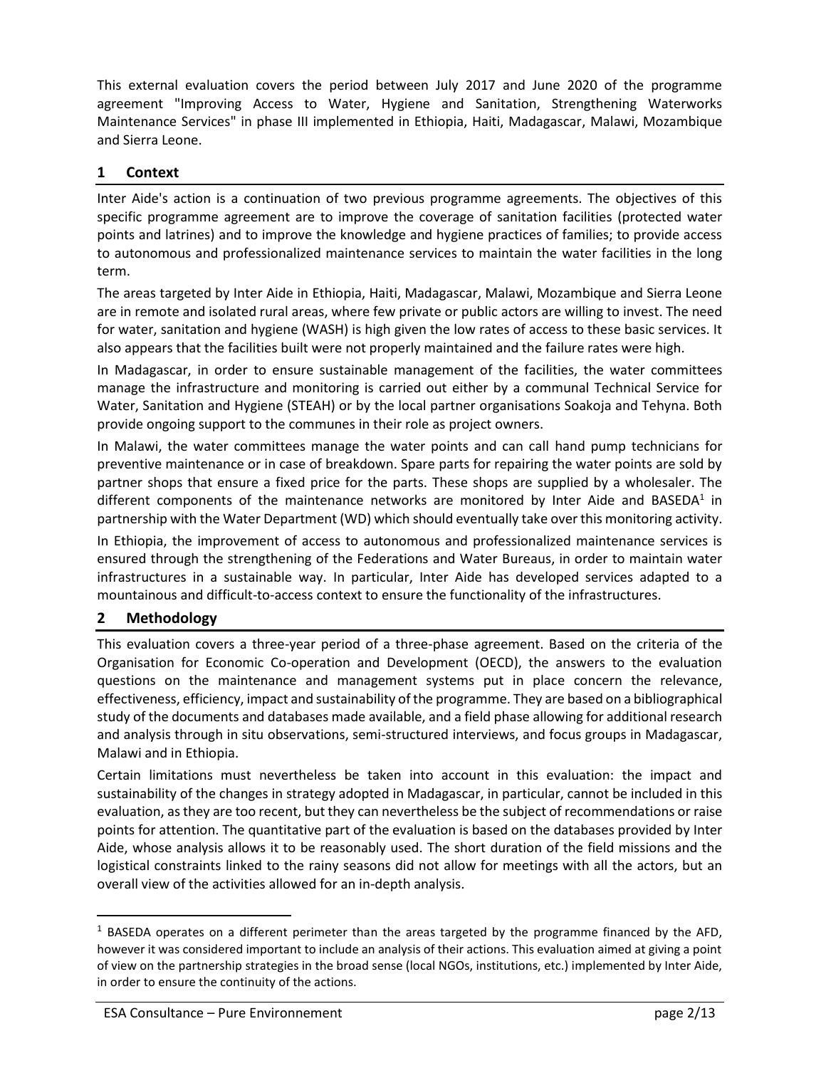This external evaluation covers the period between July 2017 and June 2020 of the programme agreement "Improving Access to Water, Hygiene and Sanitation, Strengthening Waterworks Maintenance Services" in phase III implemented in Ethiopia, Haiti, Madagascar, Malawi, Mozambique and Sierra Leone.

## 1 Context

Inter Aide's action is a continuation of two previous programme agreements. The objectives of this specific programme agreement are to improve the coverage of sanitation facilities (protected water points and latrines) and to improve the knowledge and hygiene practices of families; to provide access to autonomous and professionalized maintenance services to maintain the water facilities in the long term.

The areas targeted by Inter Aide in Ethiopia, Haiti, Madagascar, Malawi, Mozambique and Sierra Leone are in remote and isolated rural areas, where few private or public actors are willing to invest. The need for water, sanitation and hygiene (WASH) is high given the low rates of access to these basic services. It also appears that the facilities built were not properly maintained and the failure rates were high.

In Madagascar, in order to ensure sustainable management of the facilities, the water committees manage the infrastructure and monitoring is carried out either by a communal Technical Service for Water, Sanitation and Hygiene (STEAH) or by the local partner organisations Soakoja and Tehyna. Both provide ongoing support to the communes in their role as project owners.

In Malawi, the water committees manage the water points and can call hand pump technicians for preventive maintenance or in case of breakdown. Spare parts for repairing the water points are sold by partner shops that ensure a fixed price for the parts. These shops are supplied by a wholesaler. The different components of the maintenance networks are monitored by Inter Aide and BASEDA[1] in partnership with the Water Department (WD) which should eventually take over this monitoring activity.

In Ethiopia, the improvement of access to autonomous and professionalized maintenance services is ensured through the strengthening of the Federations and Water Bureaus, in order to maintain water infrastructures in a sustainable way. In particular, Inter Aide has developed services adapted to a mountainous and difficult-to-access context to ensure the functionality of the infrastructures.

## 2 Methodology

This evaluation covers a three-year period of a three-phase agreement. Based on the criteria of the Organisation for Economic Co-operation and Development (OECD), the answers to the evaluation questions on the maintenance and management systems put in place concern the relevance, effectiveness, efficiency, impact and sustainability of the programme. They are based on a bibliographical study of the documents and databases made available, and a field phase allowing for additional research and analysis through in situ observations, semi-structured interviews, and focus groups in Madagascar, Malawi and in Ethiopia.

Certain limitations must nevertheless be taken into account in this evaluation: the impact and sustainability of the changes in strategy adopted in Madagascar, in particular, cannot be included in this evaluation, as they are too recent, but they can nevertheless be the subject of recommendations or raise points for attention. The quantitative part of the evaluation is based on the databases provided by Inter Aide, whose analysis allows it to be reasonably used. The short duration of the field missions and the logistical constraints linked to the rainy seasons did not allow for meetings with all the actors, but an overall view of the activities allowed for an in-depth analysis.

---

[1] BASEDA operates on a different perimeter than the areas targeted by the programme financed by the AFD, however it was considered important to include an analysis of their actions. This evaluation aimed at giving a point of view on the partnership strategies in the broad sense (local NGOs, institutions, etc.) implemented by Inter Aide, in order to ensure the continuity of the actions.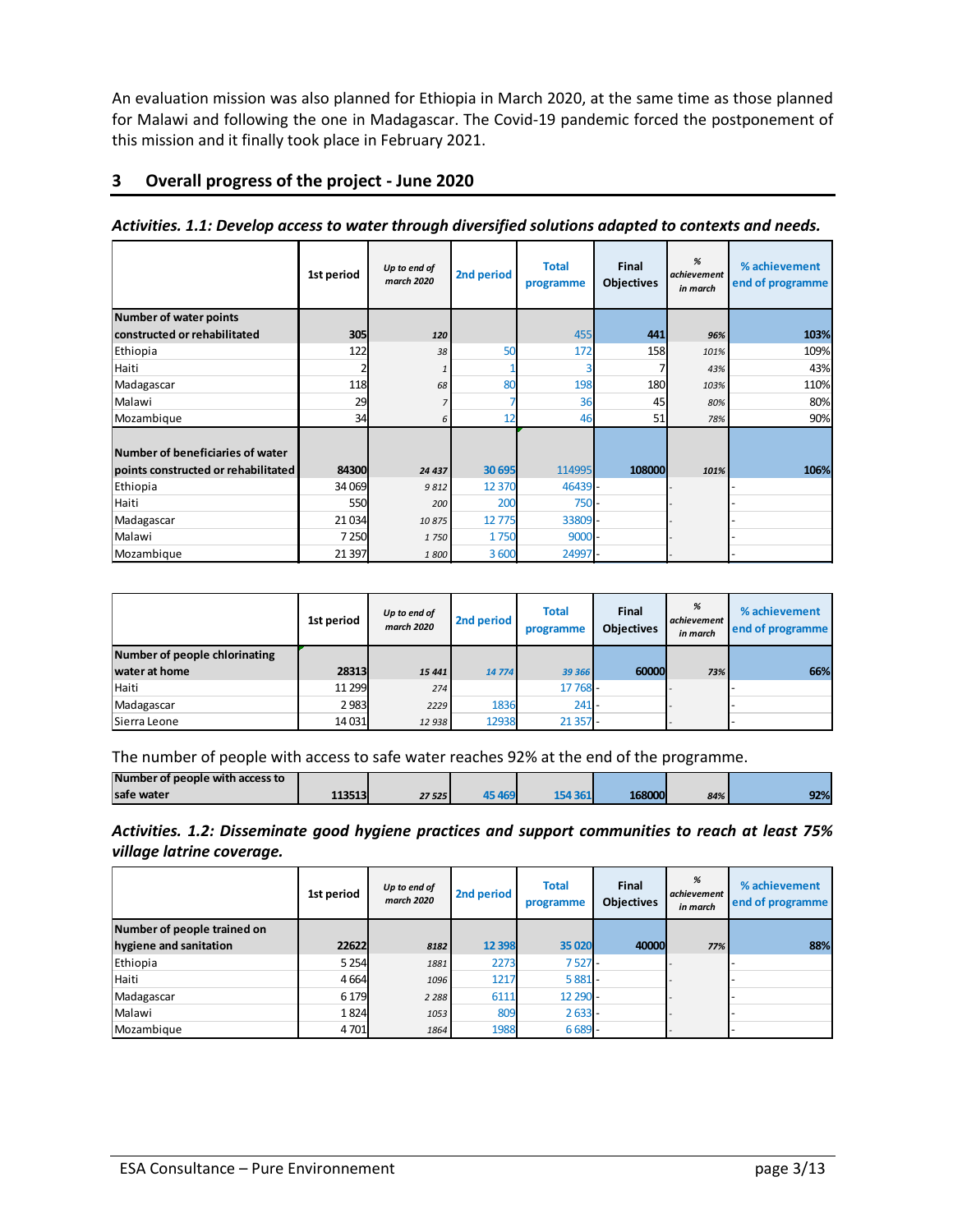An evaluation mission was also planned for Ethiopia in March 2020, at the same time as those planned for Malawi and following the one in Madagascar. The Covid-19 pandemic forced the postponement of this mission and it finally took place in February 2021.

## 3 Overall progress of the project - June 2020

***Activities. 1.1: Develop access to water through diversified solutions adapted to contexts and needs.***

| | 1st period | *Up to end of march 2020* | 2nd period | Total programme | Final Objectives | *% achievement in march* | % achievement end of programme |
|---|---|---|---|---|---|---|---|
| **Number of water points constructed or rehabilitated** | **305** | ***120*** | | 455 | **441** | ***96%*** | **103%** |
| Ethiopia | 122 | *38* | 50 | 172 | 158 | *101%* | 109% |
| Haiti | 2 | *1* | 1 | 3 | 7 | *43%* | 43% |
| Madagascar | 118 | *68* | 80 | 198 | 180 | *103%* | 110% |
| Malawi | 29 | *7* | 7 | 36 | 45 | *80%* | 80% |
| Mozambique | 34 | *6* | 12 | 46 | 51 | *78%* | 90% |
| **Number of beneficiaries of water points constructed or rehabilitated** | **84300** | ***24 437*** | **30 695** | 114995 | **108000** | ***101%*** | **106%** |
| Ethiopia | 34 069 | *9 812* | 12 370 | 46439 | - | - | - |
| Haiti | 550 | *200* | 200 | 750 | - | - | - |
| Madagascar | 21 034 | *10 875* | 12 775 | 33809 | - | - | - |
| Malawi | 7 250 | *1 750* | 1 750 | 9000 | - | - | - |
| Mozambique | 21 397 | *1 800* | 3 600 | 24997 | - | - | - |

| | 1st period | *Up to end of march 2020* | 2nd period | Total programme | Final Objectives | *% achievement in march* | % achievement end of programme |
|---|---|---|---|---|---|---|---|
| **Number of people chlorinating water at home** | **28313** | ***15 441*** | ***14 774*** | *39 366* | **60000** | ***73%*** | **66%** |
| Haiti | 11 299 | *274* | | 17 768 | - | - | - |
| Madagascar | 2 983 | *2229* | 1836 | 241 | - | - | - |
| Sierra Leone | 14 031 | *12 938* | 12938 | 21 357 | - | - | - |

The number of people with access to safe water reaches 92% at the end of the programme.

| | 1st period | *Up to end of march 2020* | 2nd period | Total programme | Final Objectives | *% achievement in march* | % achievement end of programme |
|---|---|---|---|---|---|---|---|
| **Number of people with access to safe water** | **113513** | ***27 525*** | **45 469** | **154 361** | **168000** | ***84%*** | **92%** |

***Activities. 1.2: Disseminate good hygiene practices and support communities to reach at least 75% village latrine coverage.***

| | 1st period | *Up to end of march 2020* | 2nd period | Total programme | Final Objectives | *% achievement in march* | % achievement end of programme |
|---|---|---|---|---|---|---|---|
| **Number of people trained on hygiene and sanitation** | **22622** | ***8182*** | **12 398** | **35 020** | **40000** | ***77%*** | **88%** |
| Ethiopia | 5 254 | *1881* | 2273 | 7 527 | - | - | - |
| Haiti | 4 664 | *1096* | 1217 | 5 881 | - | - | - |
| Madagascar | 6 179 | *2 288* | 6111 | 12 290 | - | - | - |
| Malawi | 1 824 | *1053* | 809 | 2 633 | - | - | - |
| Mozambique | 4 701 | *1864* | 1988 | 6 689 | - | - | - |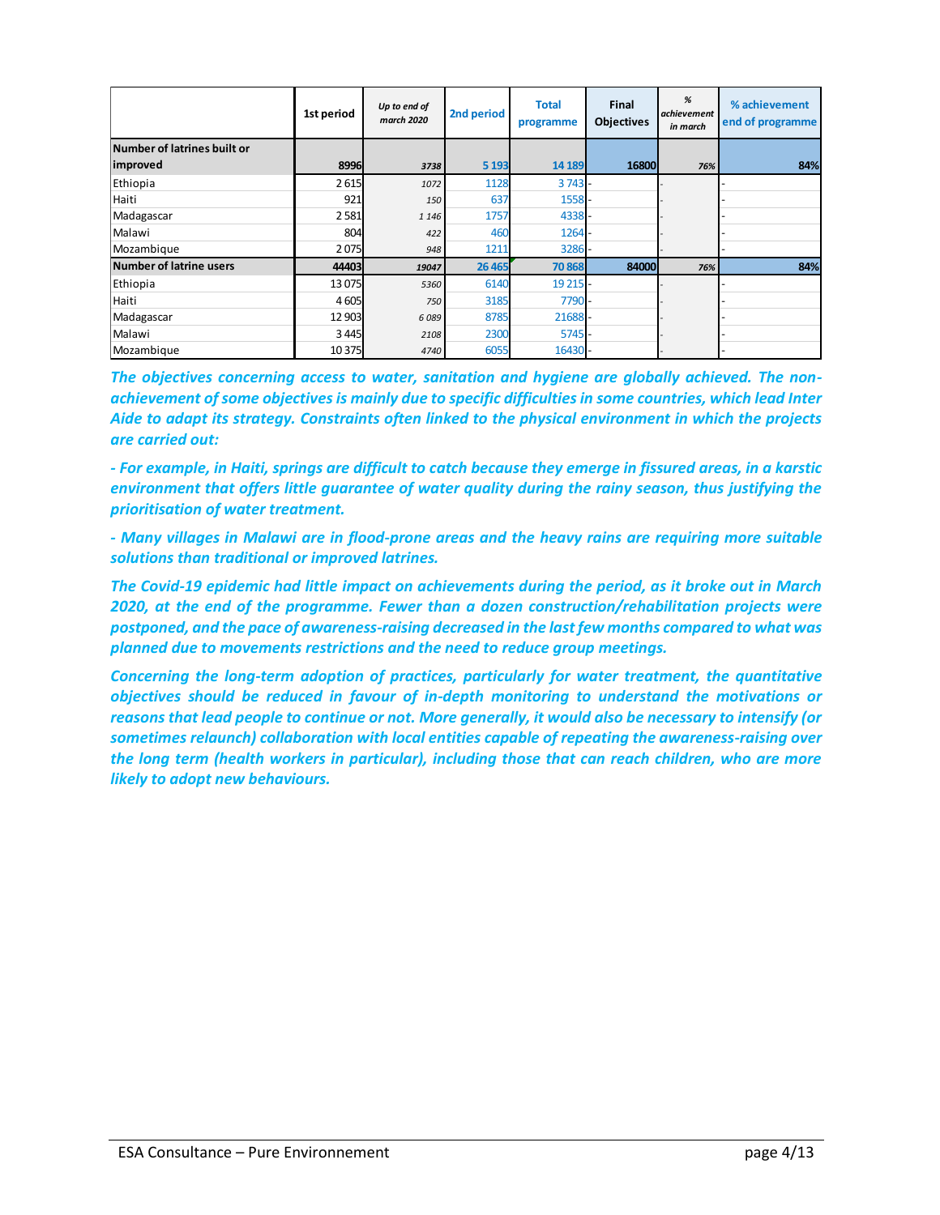| | 1st period | Up to end of march 2020 | 2nd period | Total programme | Final Objectives | % achievement in march | % achievement end of programme |
|---|---|---|---|---|---|---|---|
| **Number of latrines built or improved** | **8996** | ***3738*** | **5 193** | **14 189** | **16800** | ***76%*** | **84%** |
| Ethiopia | 2 615 | *1072* | 1128 | 3 743 | - | - | - |
| Haiti | 921 | *150* | 637 | 1558 | - | - | - |
| Madagascar | 2 581 | *1 146* | 1757 | 4338 | - | - | - |
| Malawi | 804 | *422* | 460 | 1264 | - | - | - |
| Mozambique | 2 075 | *948* | 1211 | 3286 | - | - | - |
| **Number of latrine users** | **44403** | ***19047*** | **26 465** | **70 868** | **84000** | ***76%*** | **84%** |
| Ethiopia | 13 075 | *5360* | 6140 | 19 215 | - | - | - |
| Haiti | 4 605 | *750* | 3185 | 7790 | - | - | - |
| Madagascar | 12 903 | *6 089* | 8785 | 21688 | - | - | - |
| Malawi | 3 445 | *2108* | 2300 | 5745 | - | - | - |
| Mozambique | 10 375 | *4740* | 6055 | 16430 | - | - | - |

***The objectives concerning access to water, sanitation and hygiene are globally achieved. The non-achievement of some objectives is mainly due to specific difficulties in some countries, which lead Inter Aide to adapt its strategy. Constraints often linked to the physical environment in which the projects are carried out:***

***- For example, in Haiti, springs are difficult to catch because they emerge in fissured areas, in a karstic environment that offers little guarantee of water quality during the rainy season, thus justifying the prioritisation of water treatment.***

***- Many villages in Malawi are in flood-prone areas and the heavy rains are requiring more suitable solutions than traditional or improved latrines.***

***The Covid-19 epidemic had little impact on achievements during the period, as it broke out in March 2020, at the end of the programme. Fewer than a dozen construction/rehabilitation projects were postponed, and the pace of awareness-raising decreased in the last few months compared to what was planned due to movements restrictions and the need to reduce group meetings.***

***Concerning the long-term adoption of practices, particularly for water treatment, the quantitative objectives should be reduced in favour of in-depth monitoring to understand the motivations or reasons that lead people to continue or not. More generally, it would also be necessary to intensify (or sometimes relaunch) collaboration with local entities capable of repeating the awareness-raising over the long term (health workers in particular), including those that can reach children, who are more likely to adopt new behaviours.***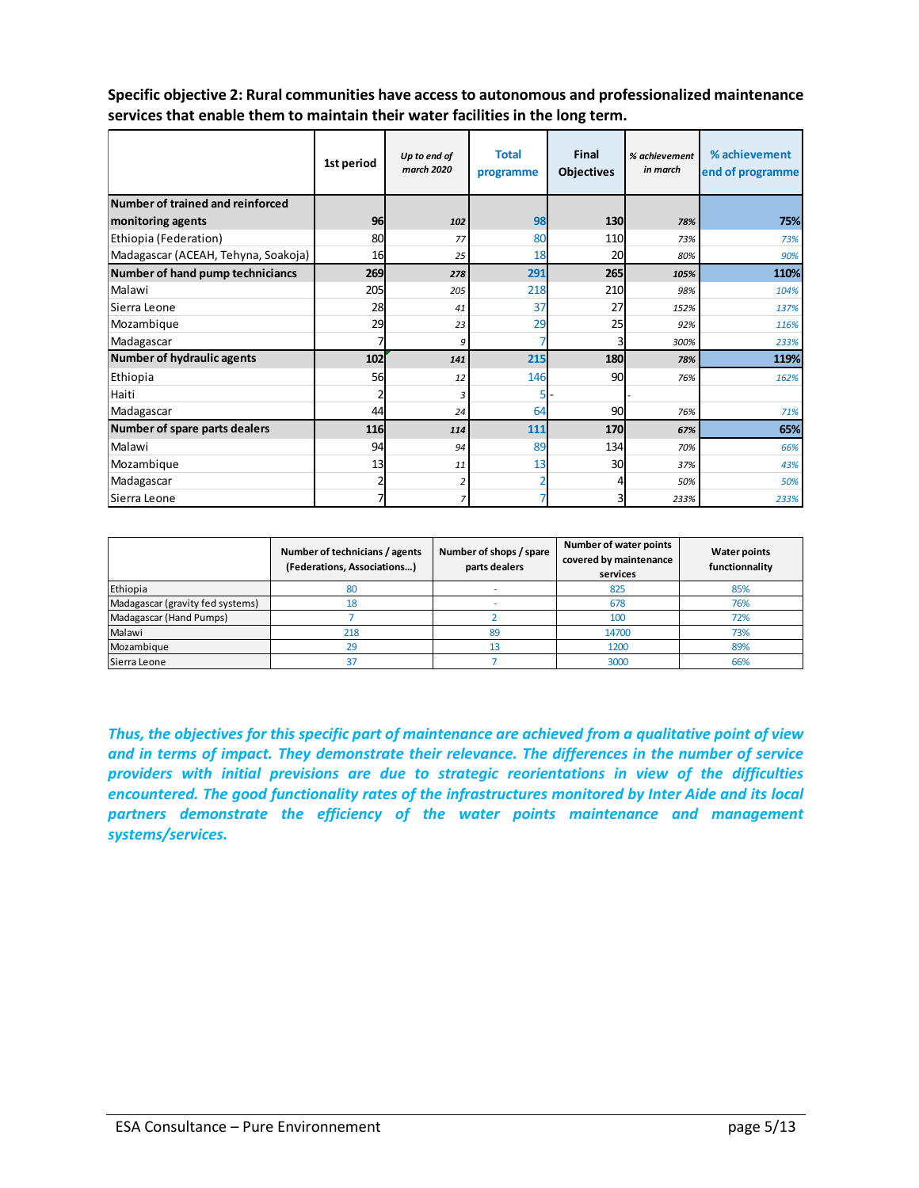**Specific objective 2: Rural communities have access to autonomous and professionalized maintenance services that enable them to maintain their water facilities in the long term.**

| | 1st period | *Up to end of march 2020* | Total programme | Final Objectives | *% achievement in march* | % achievement end of programme |
|---|---|---|---|---|---|---|
| **Number of trained and reinforced monitoring agents** | **96** | ***102*** | **98** | **130** | ***78%*** | **75%** |
| Ethiopia (Federation) | 80 | *77* | 80 | 110 | *73%* | *73%* |
| Madagascar (ACEAH, Tehyna, Soakoja) | 16 | *25* | 18 | 20 | *80%* | *90%* |
| **Number of hand pump technicians** | **269** | ***278*** | **291** | **265** | ***105%*** | **110%** |
| Malawi | 205 | *205* | 218 | 210 | *98%* | *104%* |
| Sierra Leone | 28 | *41* | 37 | 27 | *152%* | *137%* |
| Mozambique | 29 | *23* | 29 | 25 | *92%* | *116%* |
| Madagascar | 7 | *9* | 7 | 3 | *300%* | *233%* |
| **Number of hydraulic agents** | **102** | ***141*** | **215** | **180** | ***78%*** | **119%** |
| Ethiopia | 56 | *12* | 146 | 90 | *76%* | *162%* |
| Haiti | 2 | *3* | 5 | - | - | |
| Madagascar | 44 | *24* | 64 | 90 | *76%* | *71%* |
| **Number of spare parts dealers** | **116** | ***114*** | **111** | **170** | ***67%*** | **65%** |
| Malawi | 94 | *94* | 89 | 134 | *70%* | *66%* |
| Mozambique | 13 | *11* | 13 | 30 | *37%* | *43%* |
| Madagascar | 2 | *2* | 2 | 4 | *50%* | *50%* |
| Sierra Leone | 7 | *7* | 7 | 3 | *233%* | *233%* |

| | Number of technicians / agents (Federations, Associations…) | Number of shops / spare parts dealers | Number of water points covered by maintenance services | Water points functionnality |
|---|---|---|---|---|
| Ethiopia | 80 | - | 825 | 85% |
| Madagascar (gravity fed systems) | 18 | - | 678 | 76% |
| Madagascar (Hand Pumps) | 7 | 2 | 100 | 72% |
| Malawi | 218 | 89 | 14700 | 73% |
| Mozambique | 29 | 13 | 1200 | 89% |
| Sierra Leone | 37 | 7 | 3000 | 66% |

***Thus, the objectives for this specific part of maintenance are achieved from a qualitative point of view and in terms of impact. They demonstrate their relevance. The differences in the number of service providers with initial previsions are due to strategic reorientations in view of the difficulties encountered. The good functionality rates of the infrastructures monitored by Inter Aide and its local partners demonstrate the efficiency of the water points maintenance and management systems/services.***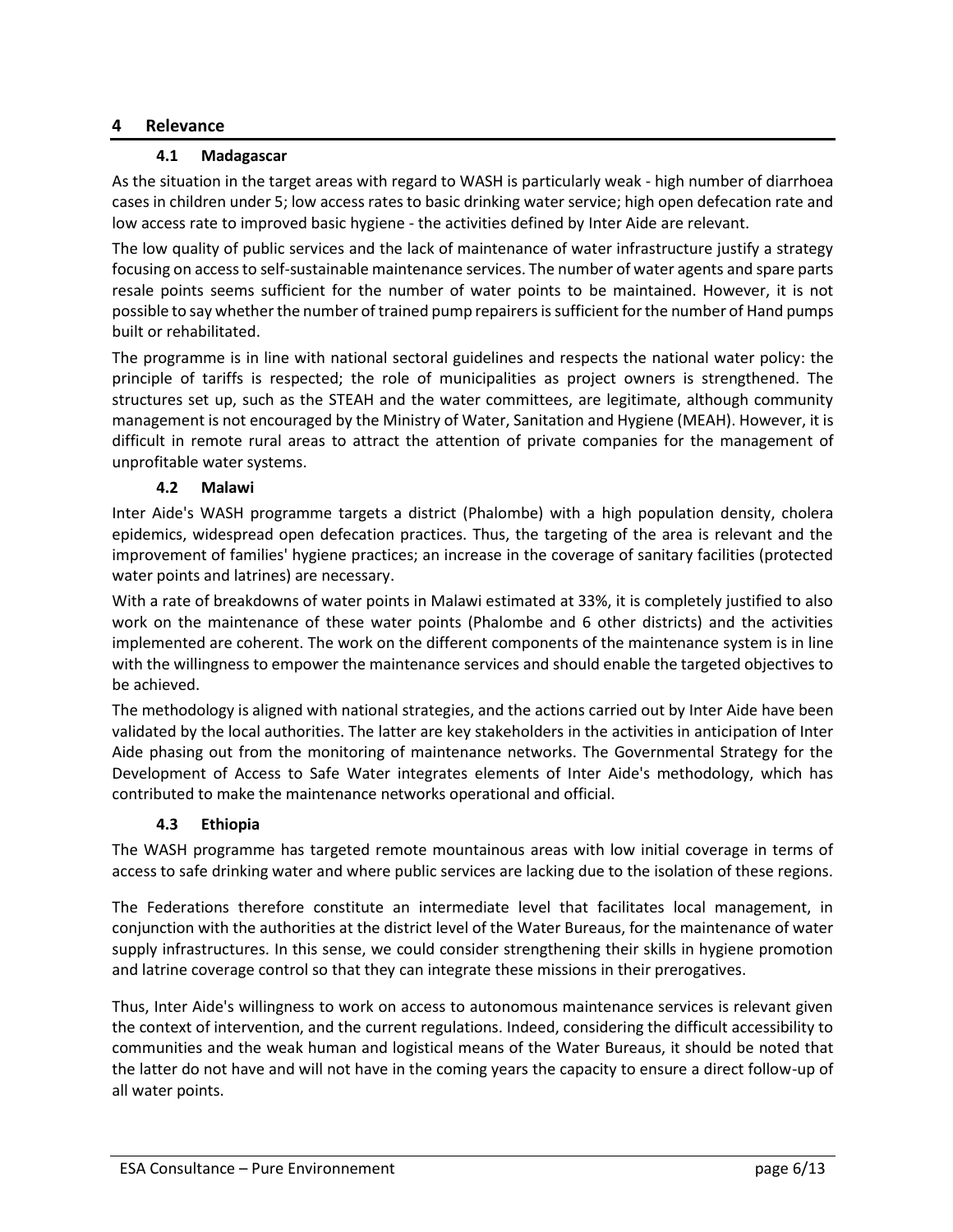# 4 Relevance

## 4.1 Madagascar

As the situation in the target areas with regard to WASH is particularly weak - high number of diarrhoea cases in children under 5; low access rates to basic drinking water service; high open defecation rate and low access rate to improved basic hygiene - the activities defined by Inter Aide are relevant.

The low quality of public services and the lack of maintenance of water infrastructure justify a strategy focusing on access to self-sustainable maintenance services. The number of water agents and spare parts resale points seems sufficient for the number of water points to be maintained. However, it is not possible to say whether the number of trained pump repairers is sufficient for the number of Hand pumps built or rehabilitated.

The programme is in line with national sectoral guidelines and respects the national water policy: the principle of tariffs is respected; the role of municipalities as project owners is strengthened. The structures set up, such as the STEAH and the water committees, are legitimate, although community management is not encouraged by the Ministry of Water, Sanitation and Hygiene (MEAH). However, it is difficult in remote rural areas to attract the attention of private companies for the management of unprofitable water systems.

## 4.2 Malawi

Inter Aide's WASH programme targets a district (Phalombe) with a high population density, cholera epidemics, widespread open defecation practices. Thus, the targeting of the area is relevant and the improvement of families' hygiene practices; an increase in the coverage of sanitary facilities (protected water points and latrines) are necessary.

With a rate of breakdowns of water points in Malawi estimated at 33%, it is completely justified to also work on the maintenance of these water points (Phalombe and 6 other districts) and the activities implemented are coherent. The work on the different components of the maintenance system is in line with the willingness to empower the maintenance services and should enable the targeted objectives to be achieved.

The methodology is aligned with national strategies, and the actions carried out by Inter Aide have been validated by the local authorities. The latter are key stakeholders in the activities in anticipation of Inter Aide phasing out from the monitoring of maintenance networks. The Governmental Strategy for the Development of Access to Safe Water integrates elements of Inter Aide's methodology, which has contributed to make the maintenance networks operational and official.

## 4.3 Ethiopia

The WASH programme has targeted remote mountainous areas with low initial coverage in terms of access to safe drinking water and where public services are lacking due to the isolation of these regions.

The Federations therefore constitute an intermediate level that facilitates local management, in conjunction with the authorities at the district level of the Water Bureaus, for the maintenance of water supply infrastructures. In this sense, we could consider strengthening their skills in hygiene promotion and latrine coverage control so that they can integrate these missions in their prerogatives.

Thus, Inter Aide's willingness to work on access to autonomous maintenance services is relevant given the context of intervention, and the current regulations. Indeed, considering the difficult accessibility to communities and the weak human and logistical means of the Water Bureaus, it should be noted that the latter do not have and will not have in the coming years the capacity to ensure a direct follow-up of all water points.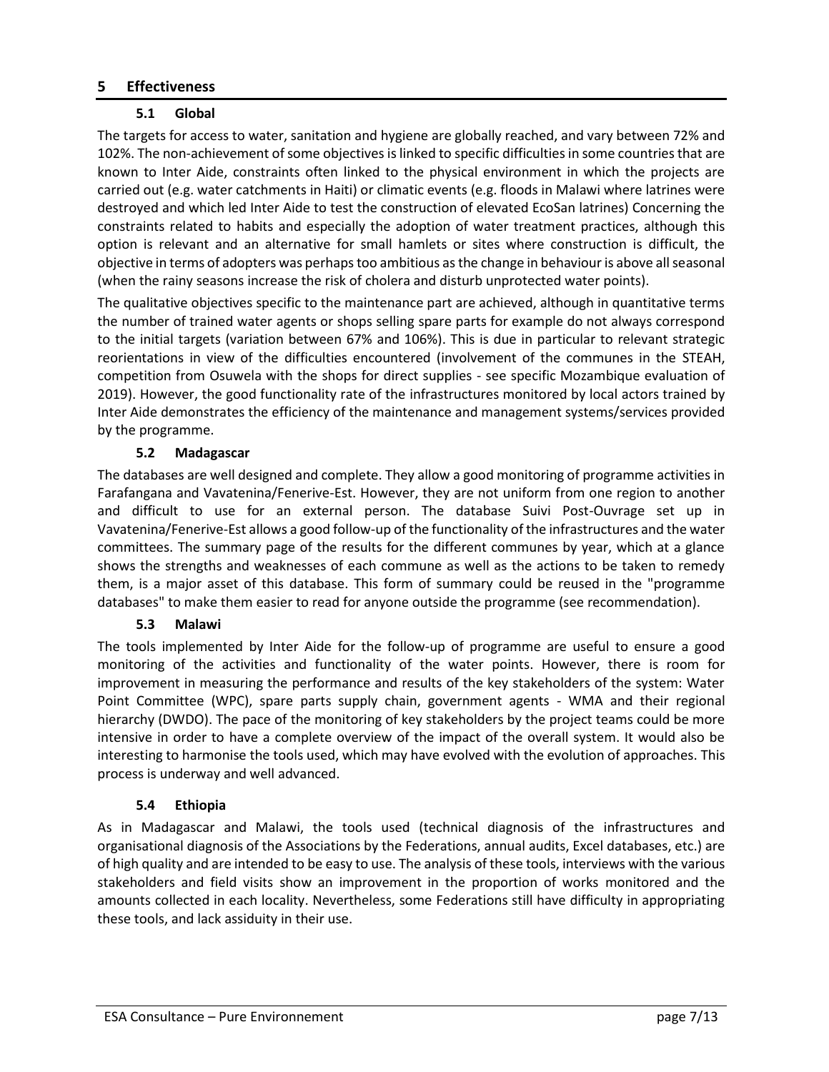# 5 Effectiveness

## 5.1 Global

The targets for access to water, sanitation and hygiene are globally reached, and vary between 72% and 102%. The non-achievement of some objectives is linked to specific difficulties in some countries that are known to Inter Aide, constraints often linked to the physical environment in which the projects are carried out (e.g. water catchments in Haiti) or climatic events (e.g. floods in Malawi where latrines were destroyed and which led Inter Aide to test the construction of elevated EcoSan latrines) Concerning the constraints related to habits and especially the adoption of water treatment practices, although this option is relevant and an alternative for small hamlets or sites where construction is difficult, the objective in terms of adopters was perhaps too ambitious as the change in behaviour is above all seasonal (when the rainy seasons increase the risk of cholera and disturb unprotected water points).

The qualitative objectives specific to the maintenance part are achieved, although in quantitative terms the number of trained water agents or shops selling spare parts for example do not always correspond to the initial targets (variation between 67% and 106%). This is due in particular to relevant strategic reorientations in view of the difficulties encountered (involvement of the communes in the STEAH, competition from Osuwela with the shops for direct supplies - see specific Mozambique evaluation of 2019). However, the good functionality rate of the infrastructures monitored by local actors trained by Inter Aide demonstrates the efficiency of the maintenance and management systems/services provided by the programme.

## 5.2 Madagascar

The databases are well designed and complete. They allow a good monitoring of programme activities in Farafangana and Vavatenina/Fenerive-Est. However, they are not uniform from one region to another and difficult to use for an external person. The database Suivi Post-Ouvrage set up in Vavatenina/Fenerive-Est allows a good follow-up of the functionality of the infrastructures and the water committees. The summary page of the results for the different communes by year, which at a glance shows the strengths and weaknesses of each commune as well as the actions to be taken to remedy them, is a major asset of this database. This form of summary could be reused in the "programme databases" to make them easier to read for anyone outside the programme (see recommendation).

## 5.3 Malawi

The tools implemented by Inter Aide for the follow-up of programme are useful to ensure a good monitoring of the activities and functionality of the water points. However, there is room for improvement in measuring the performance and results of the key stakeholders of the system: Water Point Committee (WPC), spare parts supply chain, government agents - WMA and their regional hierarchy (DWDO). The pace of the monitoring of key stakeholders by the project teams could be more intensive in order to have a complete overview of the impact of the overall system. It would also be interesting to harmonise the tools used, which may have evolved with the evolution of approaches. This process is underway and well advanced.

## 5.4 Ethiopia

As in Madagascar and Malawi, the tools used (technical diagnosis of the infrastructures and organisational diagnosis of the Associations by the Federations, annual audits, Excel databases, etc.) are of high quality and are intended to be easy to use. The analysis of these tools, interviews with the various stakeholders and field visits show an improvement in the proportion of works monitored and the amounts collected in each locality. Nevertheless, some Federations still have difficulty in appropriating these tools, and lack assiduity in their use.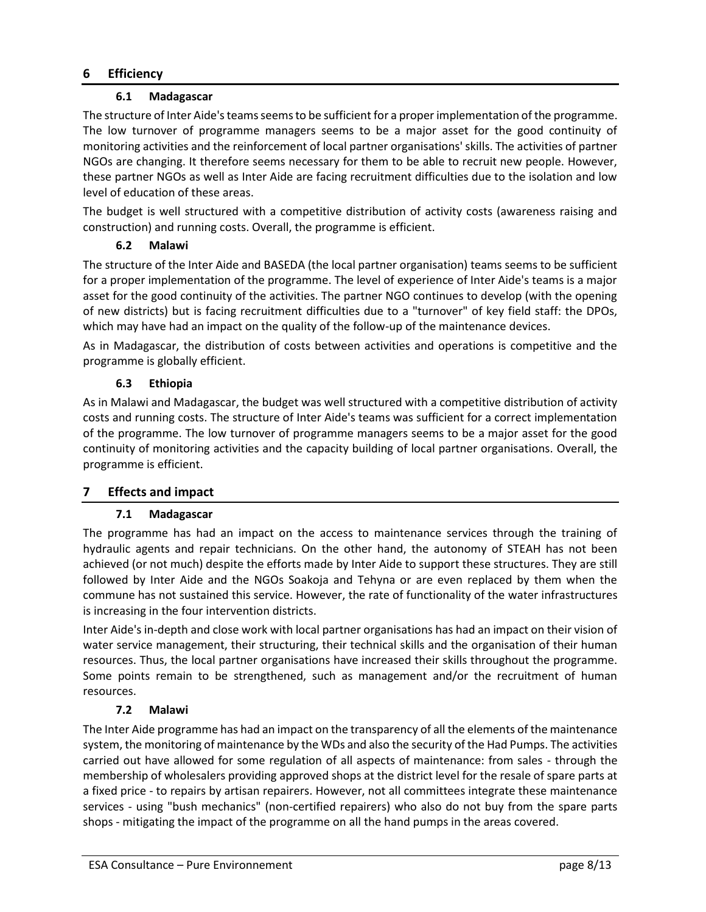## 6 Efficiency

### 6.1 Madagascar

The structure of Inter Aide's teams seems to be sufficient for a proper implementation of the programme. The low turnover of programme managers seems to be a major asset for the good continuity of monitoring activities and the reinforcement of local partner organisations' skills. The activities of partner NGOs are changing. It therefore seems necessary for them to be able to recruit new people. However, these partner NGOs as well as Inter Aide are facing recruitment difficulties due to the isolation and low level of education of these areas.

The budget is well structured with a competitive distribution of activity costs (awareness raising and construction) and running costs. Overall, the programme is efficient.

### 6.2 Malawi

The structure of the Inter Aide and BASEDA (the local partner organisation) teams seems to be sufficient for a proper implementation of the programme. The level of experience of Inter Aide's teams is a major asset for the good continuity of the activities. The partner NGO continues to develop (with the opening of new districts) but is facing recruitment difficulties due to a "turnover" of key field staff: the DPOs, which may have had an impact on the quality of the follow-up of the maintenance devices.

As in Madagascar, the distribution of costs between activities and operations is competitive and the programme is globally efficient.

### 6.3 Ethiopia

As in Malawi and Madagascar, the budget was well structured with a competitive distribution of activity costs and running costs. The structure of Inter Aide's teams was sufficient for a correct implementation of the programme. The low turnover of programme managers seems to be a major asset for the good continuity of monitoring activities and the capacity building of local partner organisations. Overall, the programme is efficient.

## 7 Effects and impact

### 7.1 Madagascar

The programme has had an impact on the access to maintenance services through the training of hydraulic agents and repair technicians. On the other hand, the autonomy of STEAH has not been achieved (or not much) despite the efforts made by Inter Aide to support these structures. They are still followed by Inter Aide and the NGOs Soakoja and Tehyna or are even replaced by them when the commune has not sustained this service. However, the rate of functionality of the water infrastructures is increasing in the four intervention districts.

Inter Aide's in-depth and close work with local partner organisations has had an impact on their vision of water service management, their structuring, their technical skills and the organisation of their human resources. Thus, the local partner organisations have increased their skills throughout the programme. Some points remain to be strengthened, such as management and/or the recruitment of human resources.

### 7.2 Malawi

The Inter Aide programme has had an impact on the transparency of all the elements of the maintenance system, the monitoring of maintenance by the WDs and also the security of the Had Pumps. The activities carried out have allowed for some regulation of all aspects of maintenance: from sales - through the membership of wholesalers providing approved shops at the district level for the resale of spare parts at a fixed price - to repairs by artisan repairers. However, not all committees integrate these maintenance services - using "bush mechanics" (non-certified repairers) who also do not buy from the spare parts shops - mitigating the impact of the programme on all the hand pumps in the areas covered.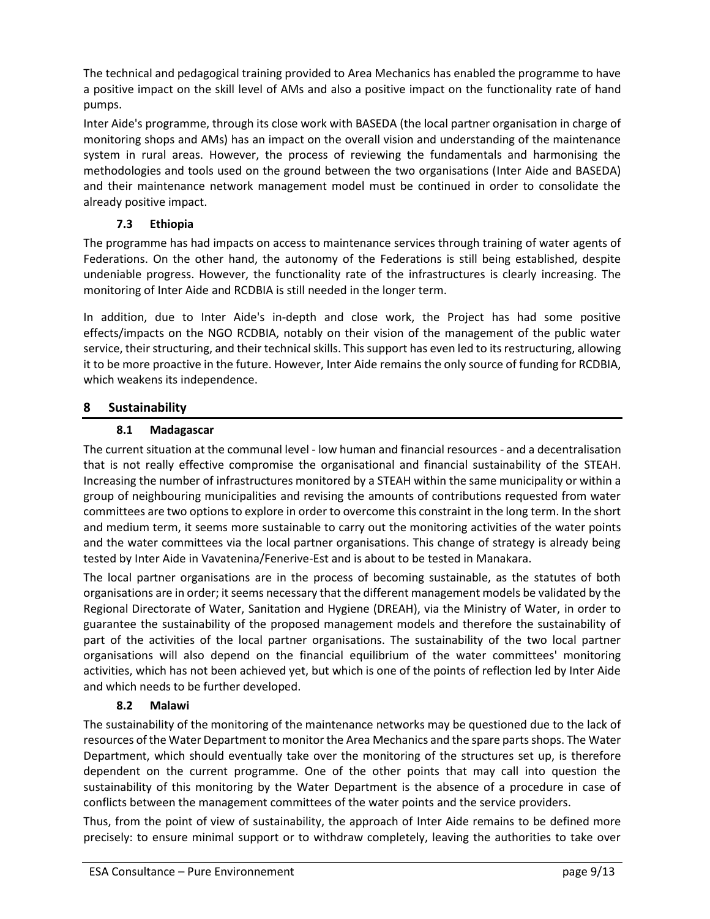The technical and pedagogical training provided to Area Mechanics has enabled the programme to have a positive impact on the skill level of AMs and also a positive impact on the functionality rate of hand pumps.

Inter Aide's programme, through its close work with BASEDA (the local partner organisation in charge of monitoring shops and AMs) has an impact on the overall vision and understanding of the maintenance system in rural areas. However, the process of reviewing the fundamentals and harmonising the methodologies and tools used on the ground between the two organisations (Inter Aide and BASEDA) and their maintenance network management model must be continued in order to consolidate the already positive impact.

### 7.3 Ethiopia

The programme has had impacts on access to maintenance services through training of water agents of Federations. On the other hand, the autonomy of the Federations is still being established, despite undeniable progress. However, the functionality rate of the infrastructures is clearly increasing. The monitoring of Inter Aide and RCDBIA is still needed in the longer term.

In addition, due to Inter Aide's in-depth and close work, the Project has had some positive effects/impacts on the NGO RCDBIA, notably on their vision of the management of the public water service, their structuring, and their technical skills. This support has even led to its restructuring, allowing it to be more proactive in the future. However, Inter Aide remains the only source of funding for RCDBIA, which weakens its independence.

## 8 Sustainability

### 8.1 Madagascar

The current situation at the communal level - low human and financial resources - and a decentralisation that is not really effective compromise the organisational and financial sustainability of the STEAH. Increasing the number of infrastructures monitored by a STEAH within the same municipality or within a group of neighbouring municipalities and revising the amounts of contributions requested from water committees are two options to explore in order to overcome this constraint in the long term. In the short and medium term, it seems more sustainable to carry out the monitoring activities of the water points and the water committees via the local partner organisations. This change of strategy is already being tested by Inter Aide in Vavatenina/Fenerive-Est and is about to be tested in Manakara.

The local partner organisations are in the process of becoming sustainable, as the statutes of both organisations are in order; it seems necessary that the different management models be validated by the Regional Directorate of Water, Sanitation and Hygiene (DREAH), via the Ministry of Water, in order to guarantee the sustainability of the proposed management models and therefore the sustainability of part of the activities of the local partner organisations. The sustainability of the two local partner organisations will also depend on the financial equilibrium of the water committees' monitoring activities, which has not been achieved yet, but which is one of the points of reflection led by Inter Aide and which needs to be further developed.

### 8.2 Malawi

The sustainability of the monitoring of the maintenance networks may be questioned due to the lack of resources of the Water Department to monitor the Area Mechanics and the spare parts shops. The Water Department, which should eventually take over the monitoring of the structures set up, is therefore dependent on the current programme. One of the other points that may call into question the sustainability of this monitoring by the Water Department is the absence of a procedure in case of conflicts between the management committees of the water points and the service providers.

Thus, from the point of view of sustainability, the approach of Inter Aide remains to be defined more precisely: to ensure minimal support or to withdraw completely, leaving the authorities to take over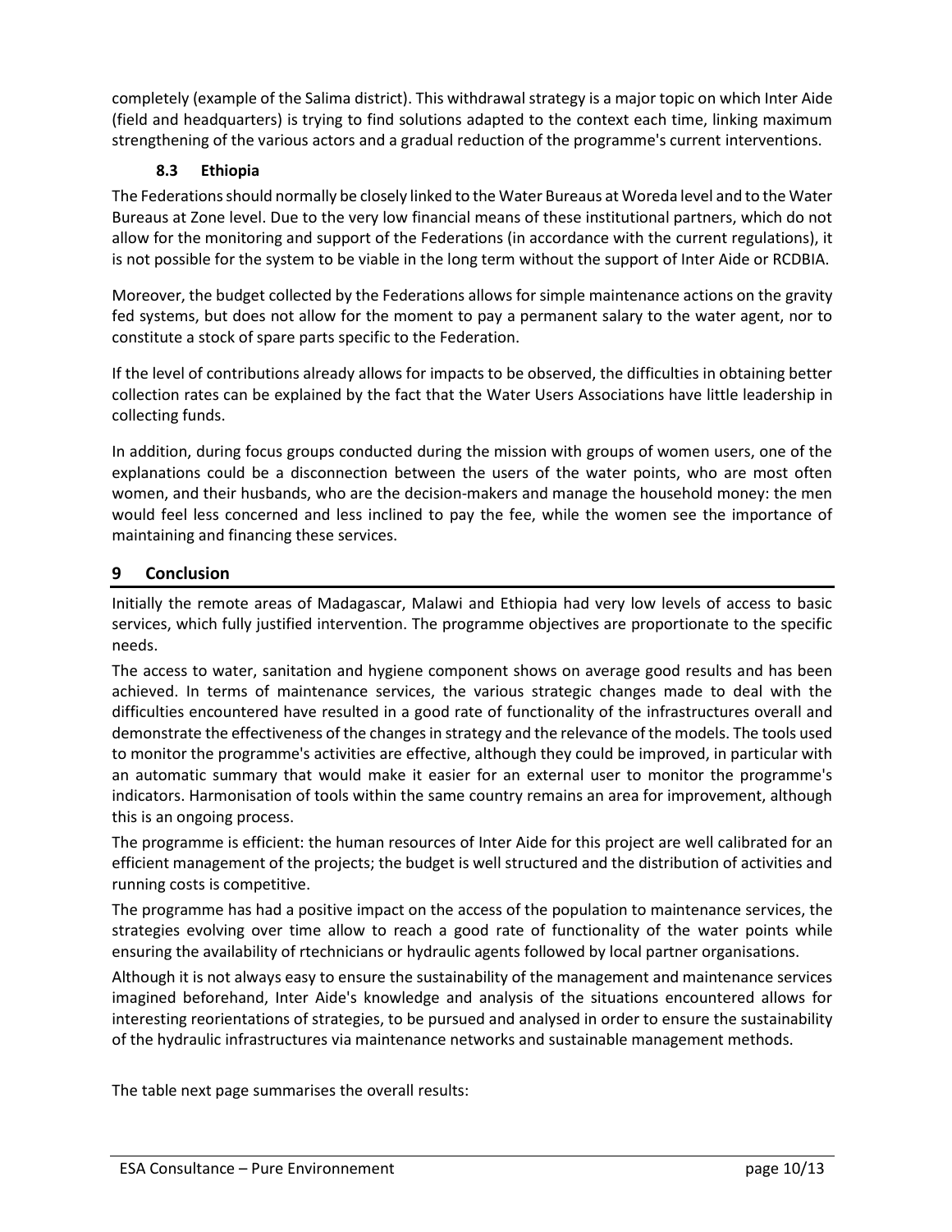completely (example of the Salima district). This withdrawal strategy is a major topic on which Inter Aide (field and headquarters) is trying to find solutions adapted to the context each time, linking maximum strengthening of the various actors and a gradual reduction of the programme's current interventions.

### 8.3 Ethiopia

The Federations should normally be closely linked to the Water Bureaus at Woreda level and to the Water Bureaus at Zone level. Due to the very low financial means of these institutional partners, which do not allow for the monitoring and support of the Federations (in accordance with the current regulations), it is not possible for the system to be viable in the long term without the support of Inter Aide or RCDBIA.

Moreover, the budget collected by the Federations allows for simple maintenance actions on the gravity fed systems, but does not allow for the moment to pay a permanent salary to the water agent, nor to constitute a stock of spare parts specific to the Federation.

If the level of contributions already allows for impacts to be observed, the difficulties in obtaining better collection rates can be explained by the fact that the Water Users Associations have little leadership in collecting funds.

In addition, during focus groups conducted during the mission with groups of women users, one of the explanations could be a disconnection between the users of the water points, who are most often women, and their husbands, who are the decision-makers and manage the household money: the men would feel less concerned and less inclined to pay the fee, while the women see the importance of maintaining and financing these services.

## 9 Conclusion

Initially the remote areas of Madagascar, Malawi and Ethiopia had very low levels of access to basic services, which fully justified intervention. The programme objectives are proportionate to the specific needs.

The access to water, sanitation and hygiene component shows on average good results and has been achieved. In terms of maintenance services, the various strategic changes made to deal with the difficulties encountered have resulted in a good rate of functionality of the infrastructures overall and demonstrate the effectiveness of the changes in strategy and the relevance of the models. The tools used to monitor the programme's activities are effective, although they could be improved, in particular with an automatic summary that would make it easier for an external user to monitor the programme's indicators. Harmonisation of tools within the same country remains an area for improvement, although this is an ongoing process.

The programme is efficient: the human resources of Inter Aide for this project are well calibrated for an efficient management of the projects; the budget is well structured and the distribution of activities and running costs is competitive.

The programme has had a positive impact on the access of the population to maintenance services, the strategies evolving over time allow to reach a good rate of functionality of the water points while ensuring the availability of rtechnicians or hydraulic agents followed by local partner organisations.

Although it is not always easy to ensure the sustainability of the management and maintenance services imagined beforehand, Inter Aide's knowledge and analysis of the situations encountered allows for interesting reorientations of strategies, to be pursued and analysed in order to ensure the sustainability of the hydraulic infrastructures via maintenance networks and sustainable management methods.

The table next page summarises the overall results: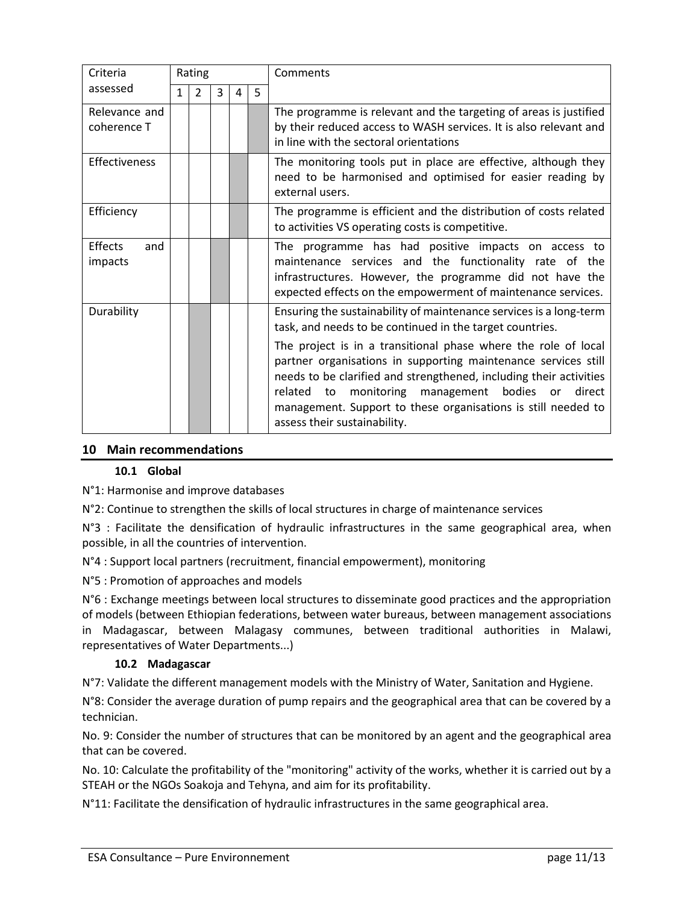| Criteria assessed | Rating | | | | | Comments |
|---|---|---|---|---|---|---|
| | 1 | 2 | 3 | 4 | 5 | |
| Relevance and coherence T | | | | | X | The programme is relevant and the targeting of areas is justified by their reduced access to WASH services. It is also relevant and in line with the sectoral orientations |
| Effectiveness | | | | X | | The monitoring tools put in place are effective, although they need to be harmonised and optimised for easier reading by external users. |
| Efficiency | | | | X | | The programme is efficient and the distribution of costs related to activities VS operating costs is competitive. |
| Effects and impacts | | | X | | | The programme has had positive impacts on access to maintenance services and the functionality rate of the infrastructures. However, the programme did not have the expected effects on the empowerment of maintenance services. |
| Durability | | X | | | | Ensuring the sustainability of maintenance services is a long-term task, and needs to be continued in the target countries. The project is in a transitional phase where the role of local partner organisations in supporting maintenance services still needs to be clarified and strengthened, including their activities related to monitoring management bodies or direct management. Support to these organisations is still needed to assess their sustainability. |

## 10 Main recommendations

### 10.1 Global

N°1: Harmonise and improve databases

N°2: Continue to strengthen the skills of local structures in charge of maintenance services

N°3 : Facilitate the densification of hydraulic infrastructures in the same geographical area, when possible, in all the countries of intervention.

N°4 : Support local partners (recruitment, financial empowerment), monitoring

N°5 : Promotion of approaches and models

N°6 : Exchange meetings between local structures to disseminate good practices and the appropriation of models (between Ethiopian federations, between water bureaus, between management associations in Madagascar, between Malagasy communes, between traditional authorities in Malawi, representatives of Water Departments...)

### 10.2 Madagascar

N°7: Validate the different management models with the Ministry of Water, Sanitation and Hygiene.

N°8: Consider the average duration of pump repairs and the geographical area that can be covered by a technician.

No. 9: Consider the number of structures that can be monitored by an agent and the geographical area that can be covered.

No. 10: Calculate the profitability of the "monitoring" activity of the works, whether it is carried out by a STEAH or the NGOs Soakoja and Tehyna, and aim for its profitability.

N°11: Facilitate the densification of hydraulic infrastructures in the same geographical area.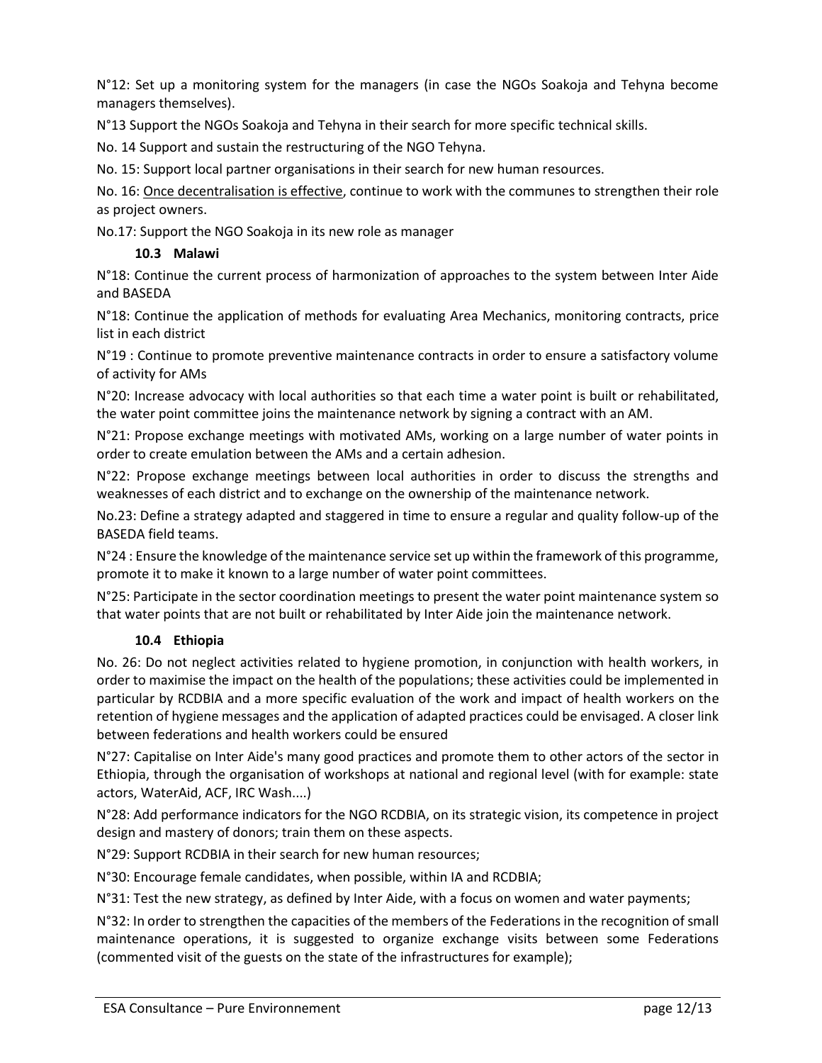N°12: Set up a monitoring system for the managers (in case the NGOs Soakoja and Tehyna become managers themselves).

N°13 Support the NGOs Soakoja and Tehyna in their search for more specific technical skills.

No. 14 Support and sustain the restructuring of the NGO Tehyna.

No. 15: Support local partner organisations in their search for new human resources.

No. 16: <u>Once decentralisation is effective</u>, continue to work with the communes to strengthen their role as project owners.

No.17: Support the NGO Soakoja in its new role as manager

### 10.3 Malawi

N°18: Continue the current process of harmonization of approaches to the system between Inter Aide and BASEDA

N°18: Continue the application of methods for evaluating Area Mechanics, monitoring contracts, price list in each district

N°19 : Continue to promote preventive maintenance contracts in order to ensure a satisfactory volume of activity for AMs

N°20: Increase advocacy with local authorities so that each time a water point is built or rehabilitated, the water point committee joins the maintenance network by signing a contract with an AM.

N°21: Propose exchange meetings with motivated AMs, working on a large number of water points in order to create emulation between the AMs and a certain adhesion.

N°22: Propose exchange meetings between local authorities in order to discuss the strengths and weaknesses of each district and to exchange on the ownership of the maintenance network.

No.23: Define a strategy adapted and staggered in time to ensure a regular and quality follow-up of the BASEDA field teams.

N°24 : Ensure the knowledge of the maintenance service set up within the framework of this programme, promote it to make it known to a large number of water point committees.

N°25: Participate in the sector coordination meetings to present the water point maintenance system so that water points that are not built or rehabilitated by Inter Aide join the maintenance network.

### 10.4 Ethiopia

No. 26: Do not neglect activities related to hygiene promotion, in conjunction with health workers, in order to maximise the impact on the health of the populations; these activities could be implemented in particular by RCDBIA and a more specific evaluation of the work and impact of health workers on the retention of hygiene messages and the application of adapted practices could be envisaged. A closer link between federations and health workers could be ensured

N°27: Capitalise on Inter Aide's many good practices and promote them to other actors of the sector in Ethiopia, through the organisation of workshops at national and regional level (with for example: state actors, WaterAid, ACF, IRC Wash....)

N°28: Add performance indicators for the NGO RCDBIA, on its strategic vision, its competence in project design and mastery of donors; train them on these aspects.

N°29: Support RCDBIA in their search for new human resources;

N°30: Encourage female candidates, when possible, within IA and RCDBIA;

N°31: Test the new strategy, as defined by Inter Aide, with a focus on women and water payments;

N°32: In order to strengthen the capacities of the members of the Federations in the recognition of small maintenance operations, it is suggested to organize exchange visits between some Federations (commented visit of the guests on the state of the infrastructures for example);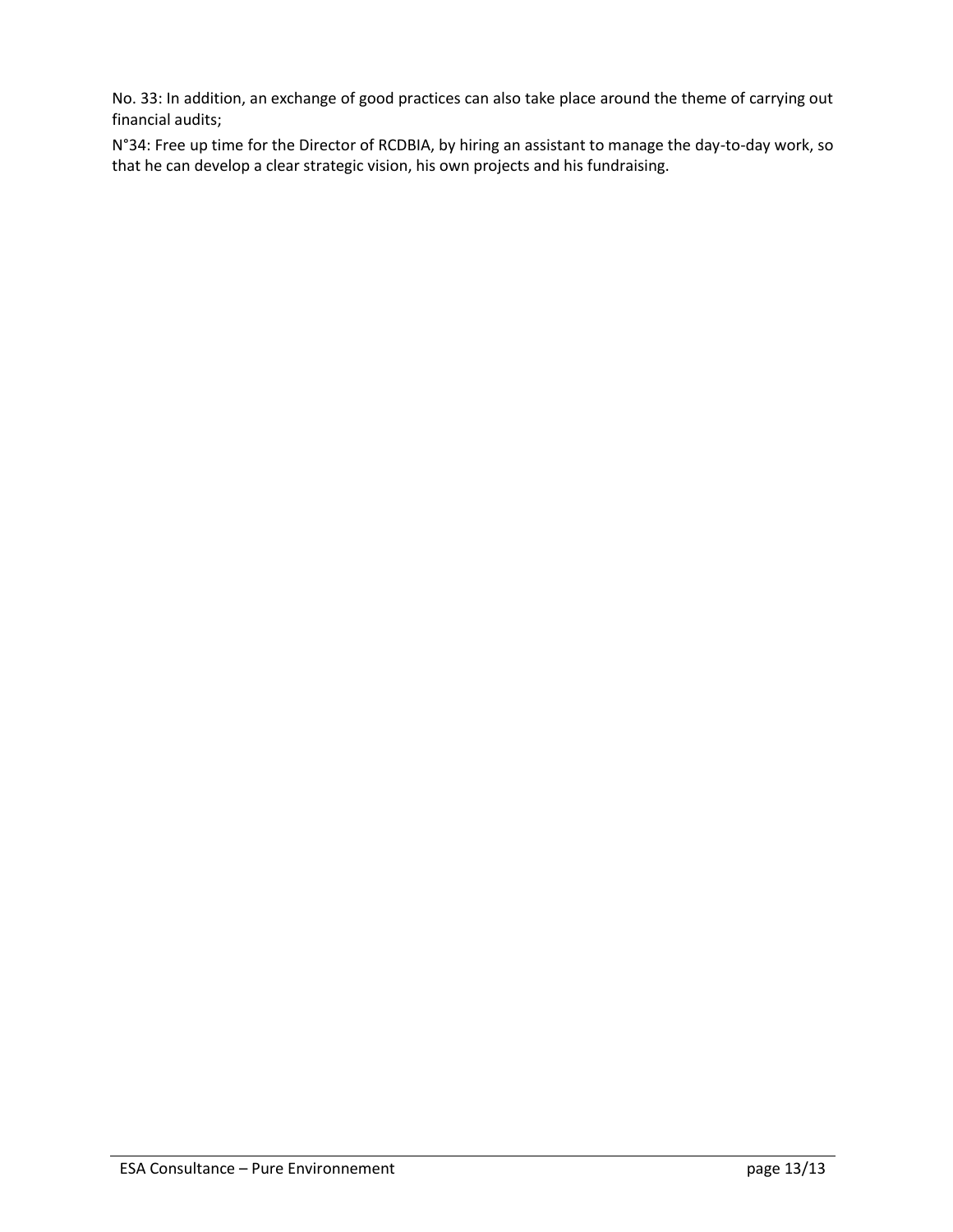No. 33: In addition, an exchange of good practices can also take place around the theme of carrying out financial audits;

N°34: Free up time for the Director of RCDBIA, by hiring an assistant to manage the day-to-day work, so that he can develop a clear strategic vision, his own projects and his fundraising.